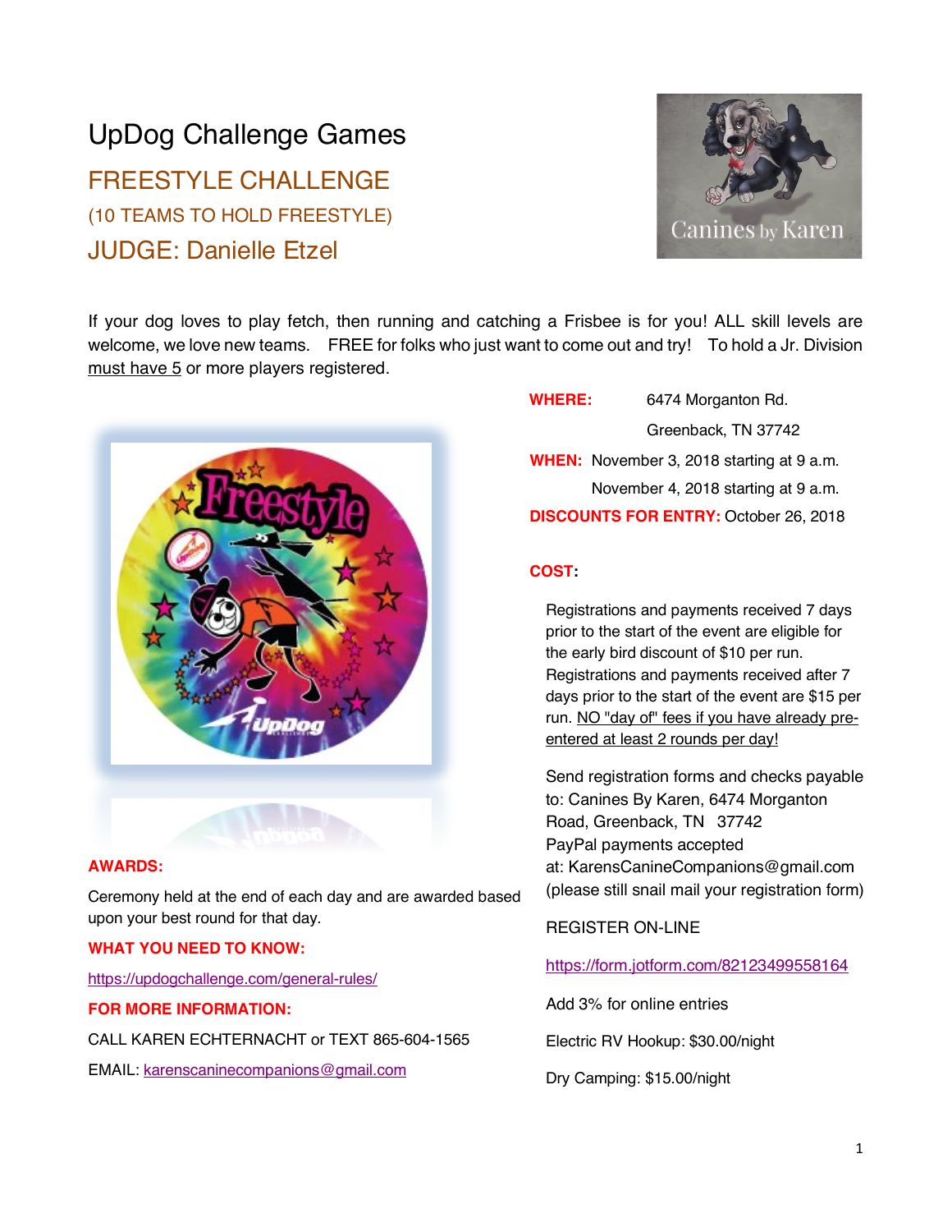# UpDog Challenge Games

## FREESTYLE CHALLENGE

(10 TEAMS TO HOLD FREESTYLE)

## JUDGE: Danielle Etzel

If your dog loves to play fetch, then running and catching a Frisbee is for you! ALL skill levels are welcome, we love new teams. FREE for folks who just want to come out and try! To hold a Jr. Division must have 5 or more players registered.

**WHERE:** 6474 Morganton Rd.
Greenback, TN 37742

**WHEN:** November 3, 2018 starting at 9 a.m.
November 4, 2018 starting at 9 a.m.

**DISCOUNTS FOR ENTRY:** October 26, 2018

**COST:**

Registrations and payments received 7 days prior to the start of the event are eligible for the early bird discount of $10 per run. Registrations and payments received after 7 days prior to the start of the event are $15 per run. NO "day of" fees if you have already pre-entered at least 2 rounds per day!

Send registration forms and checks payable to: Canines By Karen, 6474 Morganton Road, Greenback, TN 37742
PayPal payments accepted at: KarensCanineCompanions@gmail.com
(please still snail mail your registration form)

REGISTER ON-LINE

https://form.jotform.com/82123499558164

Add 3% for online entries

Electric RV Hookup: $30.00/night

Dry Camping: $15.00/night

**AWARDS:**

Ceremony held at the end of each day and are awarded based upon your best round for that day.

**WHAT YOU NEED TO KNOW:**

https://updogchallenge.com/general-rules/

**FOR MORE INFORMATION:**

CALL KAREN ECHTERNACHT or TEXT 865-604-1565

EMAIL: karenscaninecompanions@gmail.com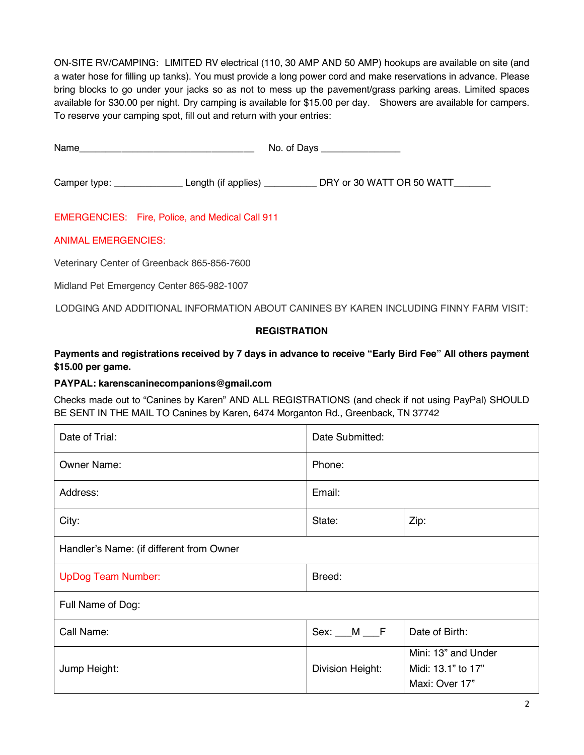ON-SITE RV/CAMPING: LIMITED RV electrical (110, 30 AMP AND 50 AMP) hookups are available on site (and a water hose for filling up tanks). You must provide a long power cord and make reservations in advance. Please bring blocks to go under your jacks so as not to mess up the pavement/grass parking areas. Limited spaces available for $30.00 per night. Dry camping is available for $15.00 per day. Showers are available for campers. To reserve your camping spot, fill out and return with your entries:

Name_________________________________ No. of Days _______________

Camper type: _____________ Length (if applies) __________ DRY or 30 WATT OR 50 WATT_______

EMERGENCIES: Fire, Police, and Medical Call 911

ANIMAL EMERGENCIES:

Veterinary Center of Greenback 865-856-7600

Midland Pet Emergency Center 865-982-1007

LODGING AND ADDITIONAL INFORMATION ABOUT CANINES BY KAREN INCLUDING FINNY FARM VISIT:

**REGISTRATION**

**Payments and registrations received by 7 days in advance to receive "Early Bird Fee" All others payment $15.00 per game.**

**PAYPAL: karenscaninecompanions@gmail.com**

Checks made out to "Canines by Karen" AND ALL REGISTRATIONS (and check if not using PayPal) SHOULD BE SENT IN THE MAIL TO Canines by Karen, 6474 Morganton Rd., Greenback, TN 37742

| Date of Trial: | Date Submitted: | |
|---|---|---|
| Owner Name: | Phone: | |
| Address: | Email: | |
| City: | State: | Zip: |
| Handler's Name: (if different from Owner | | |
| UpDog Team Number: | Breed: | |
| Full Name of Dog: | | |
| Call Name: | Sex: ___M ___F | Date of Birth: |
| Jump Height: | Division Height: | Mini: 13" and Under<br>Midi: 13.1" to 17"<br>Maxi: Over 17" |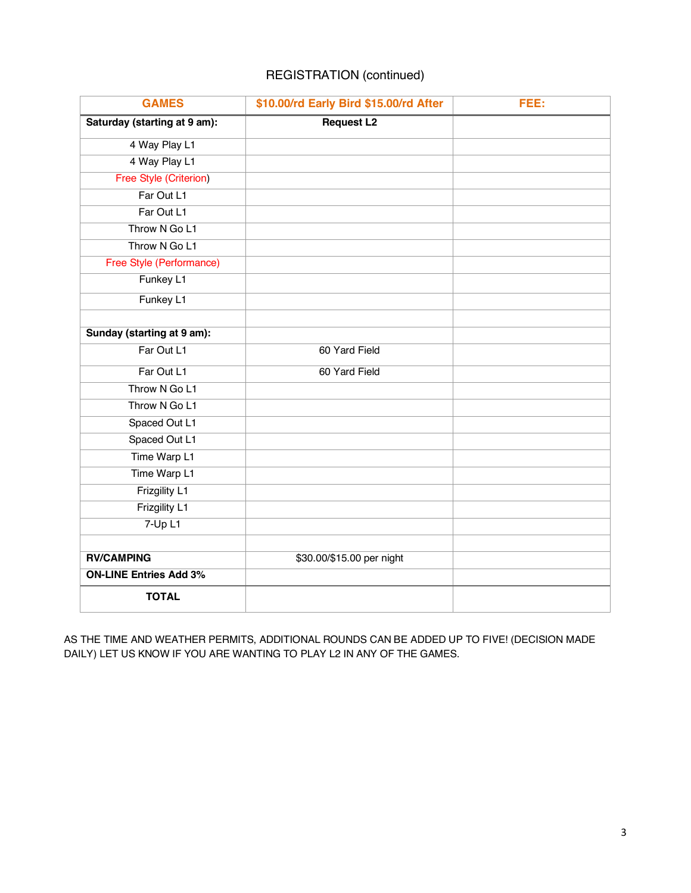REGISTRATION (continued)

| GAMES | $10.00/rd Early Bird $15.00/rd After | FEE: |
|---|---|---|
| **Saturday (starting at 9 am):** | **Request L2** | |
| 4 Way Play L1 | | |
| 4 Way Play L1 | | |
| Free Style (Criterion) | | |
| Far Out L1 | | |
| Far Out L1 | | |
| Throw N Go L1 | | |
| Throw N Go L1 | | |
| Free Style (Performance) | | |
| Funkey L1 | | |
| Funkey L1 | | |
| | | |
| **Sunday (starting at 9 am):** | | |
| Far Out L1 | 60 Yard Field | |
| Far Out L1 | 60 Yard Field | |
| Throw N Go L1 | | |
| Throw N Go L1 | | |
| Spaced Out L1 | | |
| Spaced Out L1 | | |
| Time Warp L1 | | |
| Time Warp L1 | | |
| Frizgility L1 | | |
| Frizgility L1 | | |
| 7-Up L1 | | |
| | | |
| **RV/CAMPING** | $30.00/$15.00 per night | |
| **ON-LINE Entries Add 3%** | | |
| **TOTAL** | | |

AS THE TIME AND WEATHER PERMITS, ADDITIONAL ROUNDS CAN BE ADDED UP TO FIVE! (DECISION MADE DAILY) LET US KNOW IF YOU ARE WANTING TO PLAY L2 IN ANY OF THE GAMES.